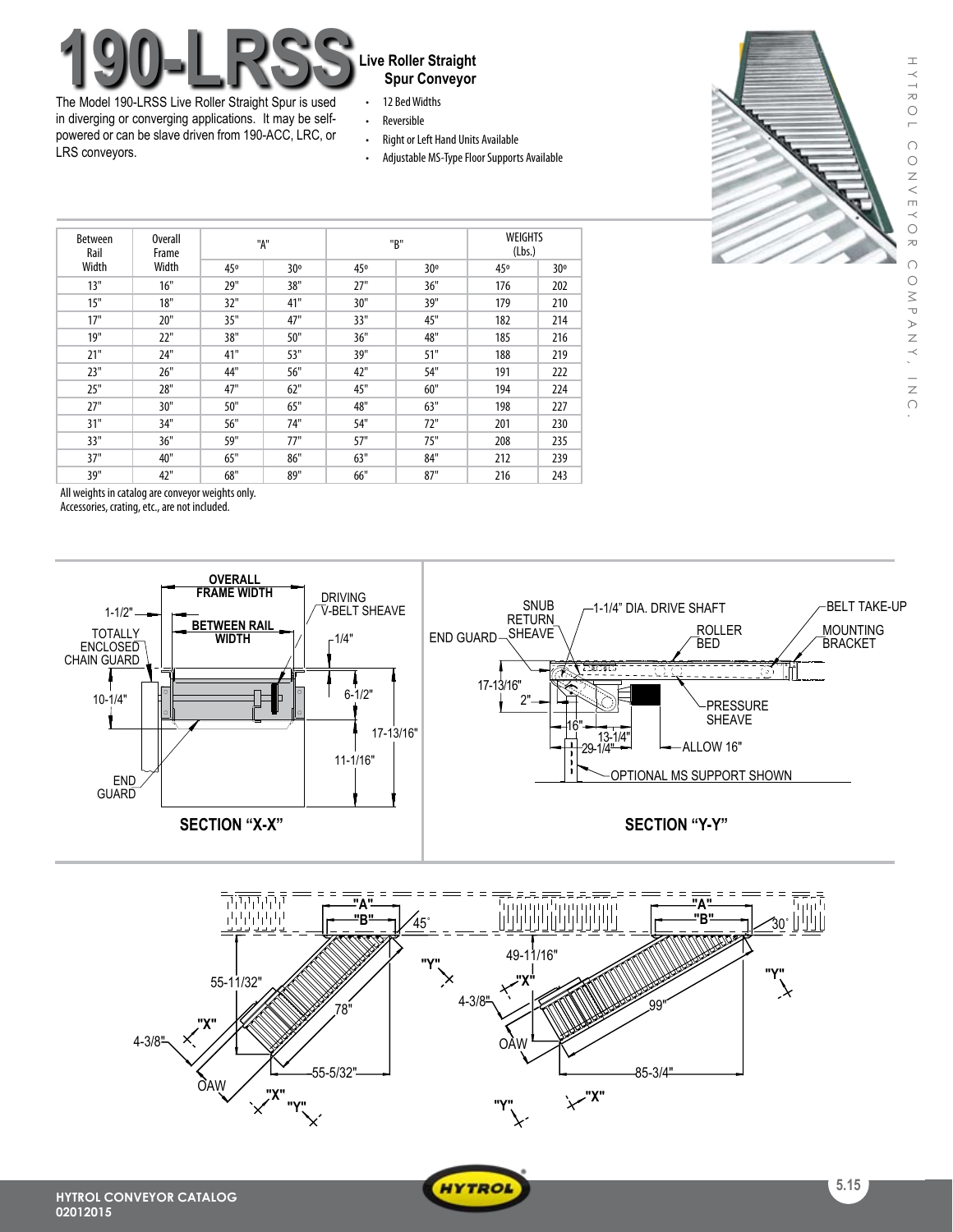# 190-LRSS

## Live Roller Straight Spur Conveyor

The Model 190-LRSS Live Roller Straight Spur is used in diverging or converging applications. It may be self-powered or can be slave driven from 190-ACC, LRC, or LRS conveyors.

- 12 Bed Widths
- Reversible
- Right or Left Hand Units Available
- Adjustable MS-Type Floor Supports Available

| Between Rail Width | Overall Frame Width | "A" | | "B" | | WEIGHTS (Lbs.) | |
|---|---|---|---|---|---|---|---|
| | | 45º | 30º | 45º | 30º | 45º | 30º |
| 13" | 16" | 29" | 38" | 27" | 36" | 176 | 202 |
| 15" | 18" | 32" | 41" | 30" | 39" | 179 | 210 |
| 17" | 20" | 35" | 47" | 33" | 45" | 182 | 214 |
| 19" | 22" | 38" | 50" | 36" | 48" | 185 | 216 |
| 21" | 24" | 41" | 53" | 39" | 51" | 188 | 219 |
| 23" | 26" | 44" | 56" | 42" | 54" | 191 | 222 |
| 25" | 28" | 47" | 62" | 45" | 60" | 194 | 224 |
| 27" | 30" | 50" | 65" | 48" | 63" | 198 | 227 |
| 31" | 34" | 56" | 74" | 54" | 72" | 201 | 230 |
| 33" | 36" | 59" | 77" | 57" | 75" | 208 | 235 |
| 37" | 40" | 65" | 86" | 63" | 84" | 212 | 239 |
| 39" | 42" | 68" | 89" | 66" | 87" | 216 | 243 |

All weights in catalog are conveyor weights only.
Accessories, crating, etc., are not included.

**SECTION "X-X"**

**SECTION "Y-Y"**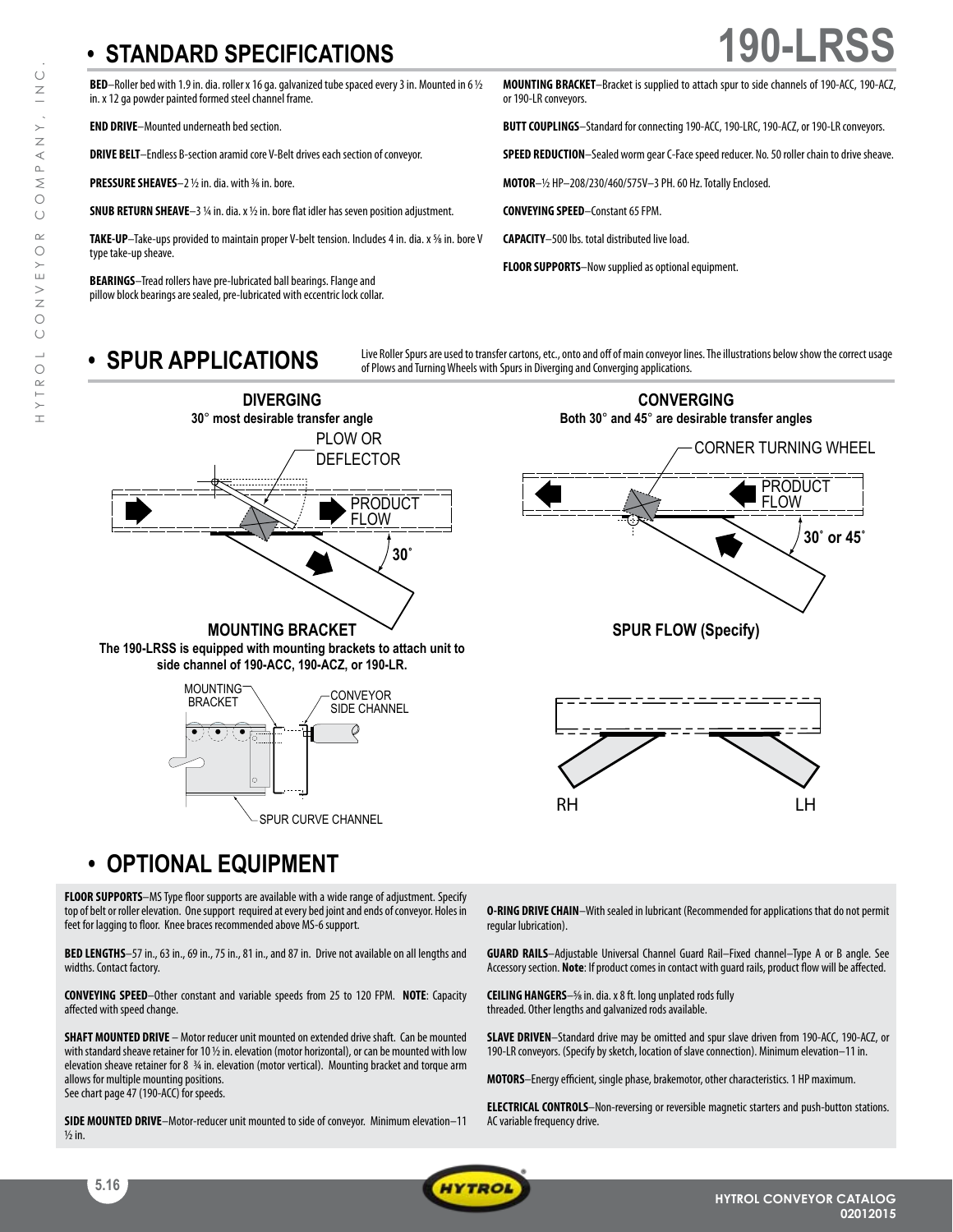# • STANDARD SPECIFICATIONS

# 190-LRSS

**BED**–Roller bed with 1.9 in. dia. roller x 16 ga. galvanized tube spaced every 3 in. Mounted in 6 ½ in. x 12 ga powder painted formed steel channel frame.

**END DRIVE**–Mounted underneath bed section.

**DRIVE BELT**–Endless B-section aramid core V-Belt drives each section of conveyor.

**PRESSURE SHEAVES**–2 ½ in. dia. with ⅜ in. bore.

**SNUB RETURN SHEAVE**–3 ¼ in. dia. x ½ in. bore flat idler has seven position adjustment.

**TAKE-UP**–Take-ups provided to maintain proper V-belt tension. Includes 4 in. dia. x ⅝ in. bore V type take-up sheave.

**BEARINGS**–Tread rollers have pre-lubricated ball bearings. Flange and pillow block bearings are sealed, pre-lubricated with eccentric lock collar.

**MOUNTING BRACKET**–Bracket is supplied to attach spur to side channels of 190-ACC, 190-ACZ, or 190-LR conveyors.

**BUTT COUPLINGS**–Standard for connecting 190-ACC, 190-LRC, 190-ACZ, or 190-LR conveyors.

**SPEED REDUCTION**–Sealed worm gear C-Face speed reducer. No. 50 roller chain to drive sheave.

**MOTOR**–½ HP–208/230/460/575V–3 PH. 60 Hz. Totally Enclosed.

**CONVEYING SPEED**–Constant 65 FPM.

**CAPACITY**–500 lbs. total distributed live load.

**FLOOR SUPPORTS**–Now supplied as optional equipment.

# • SPUR APPLICATIONS

Live Roller Spurs are used to transfer cartons, etc., onto and off of main conveyor lines. The illustrations below show the correct usage of Plows and Turning Wheels with Spurs in Diverging and Converging applications.

**DIVERGING**
**30° most desirable transfer angle**

PLOW OR DEFLECTOR
PRODUCT FLOW
30°

**CONVERGING**
**Both 30° and 45° are desirable transfer angles**

CORNER TURNING WHEEL
PRODUCT FLOW
30° or 45°

**MOUNTING BRACKET**
**The 190-LRSS is equipped with mounting brackets to attach unit to side channel of 190-ACC, 190-ACZ, or 190-LR.**

MOUNTING BRACKET
CONVEYOR SIDE CHANNEL
SPUR CURVE CHANNEL

**SPUR FLOW (Specify)**

RH
LH

# • OPTIONAL EQUIPMENT

**FLOOR SUPPORTS**–MS Type floor supports are available with a wide range of adjustment. Specify top of belt or roller elevation. One support required at every bed joint and ends of conveyor. Holes in feet for lagging to floor. Knee braces recommended above MS-6 support.

**BED LENGTHS**–57 in., 63 in., 69 in., 75 in., 81 in., and 87 in. Drive not available on all lengths and widths. Contact factory.

**CONVEYING SPEED**–Other constant and variable speeds from 25 to 120 FPM. **NOTE**: Capacity affected with speed change.

**SHAFT MOUNTED DRIVE** – Motor reducer unit mounted on extended drive shaft. Can be mounted with standard sheave retainer for 10 ½ in. elevation (motor horizontal), or can be mounted with low elevation sheave retainer for 8 ¾ in. elevation (motor vertical). Mounting bracket and torque arm allows for multiple mounting positions.
See chart page 47 (190-ACC) for speeds.

**SIDE MOUNTED DRIVE**–Motor-reducer unit mounted to side of conveyor. Minimum elevation–11 ½ in.

**O-RING DRIVE CHAIN**–With sealed in lubricant (Recommended for applications that do not permit regular lubrication).

**GUARD RAILS**–Adjustable Universal Channel Guard Rail–Fixed channel–Type A or B angle. See Accessory section. **Note**: If product comes in contact with guard rails, product flow will be affected.

**CEILING HANGERS**–⅝ in. dia. x 8 ft. long unplated rods fully threaded. Other lengths and galvanized rods available.

**SLAVE DRIVEN**–Standard drive may be omitted and spur slave driven from 190-ACC, 190-ACZ, or 190-LR conveyors. (Specify by sketch, location of slave connection). Minimum elevation–11 in.

**MOTORS**–Energy efficient, single phase, brakemotor, other characteristics. 1 HP maximum.

**ELECTRICAL CONTROLS**–Non-reversing or reversible magnetic starters and push-button stations. AC variable frequency drive.